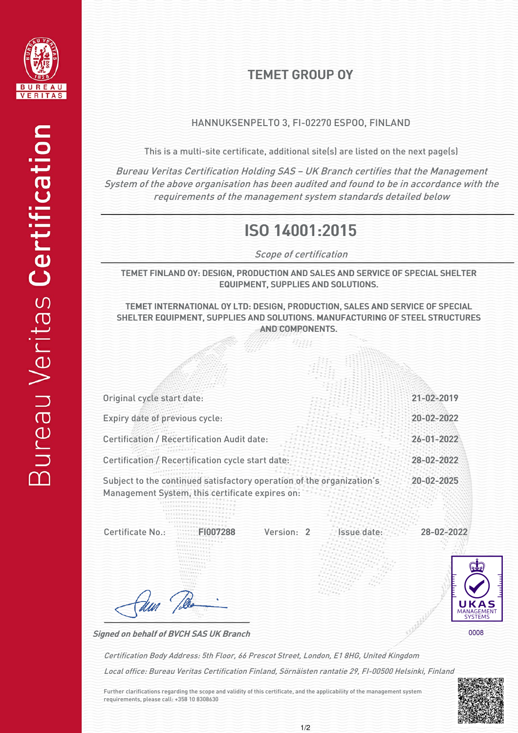# TEMET GROUP OY

HANNUKSENPELTO 3, FI-02270 ESPOO, FINLAND

This is a multi-site certificate, additional site(s) are listed on the next page(s)

*Bureau Veritas Certification Holding SAS – UK Branch certifies that the Management System of the above organisation has been audited and found to be in accordance with the requirements of the management system standards detailed below*

## ISO 14001:2015

*Scope of certification*

**TEMET FINLAND OY: DESIGN, PRODUCTION AND SALES AND SERVICE OF SPECIAL SHELTER EQUIPMENT, SUPPLIES AND SOLUTIONS.**

**TEMET INTERNATIONAL OY LTD: DESIGN, PRODUCTION, SALES AND SERVICE OF SPECIAL SHELTER EQUIPMENT, SUPPLIES AND SOLUTIONS. MANUFACTURING OF STEEL STRUCTURES AND COMPONENTS.**

| | |
|---|---|
| Original cycle start date: | **21-02-2019** |
| Expiry date of previous cycle: | **20-02-2022** |
| Certification / Recertification Audit date: | **26-01-2022** |
| Certification / Recertification cycle start date: | **28-02-2022** |
| Subject to the continued satisfactory operation of the organization's Management System, this certificate expires on: | **20-02-2025** |

Certificate No.: **FI007288** Version: **2** Issue date: **28-02-2022**

UKAS MANAGEMENT SYSTEMS 0008

***Signed on behalf of BVCH SAS UK Branch***

*Certification Body Address: 5th Floor, 66 Prescot Street, London, E1 8HG, United Kingdom*

*Local office: Bureau Veritas Certification Finland, Sörnäisten rantatie 29, FI-00500 Helsinki, Finland*

Further clarifications regarding the scope and validity of this certificate, and the applicability of the management system requirements, please call: +358 10 8308630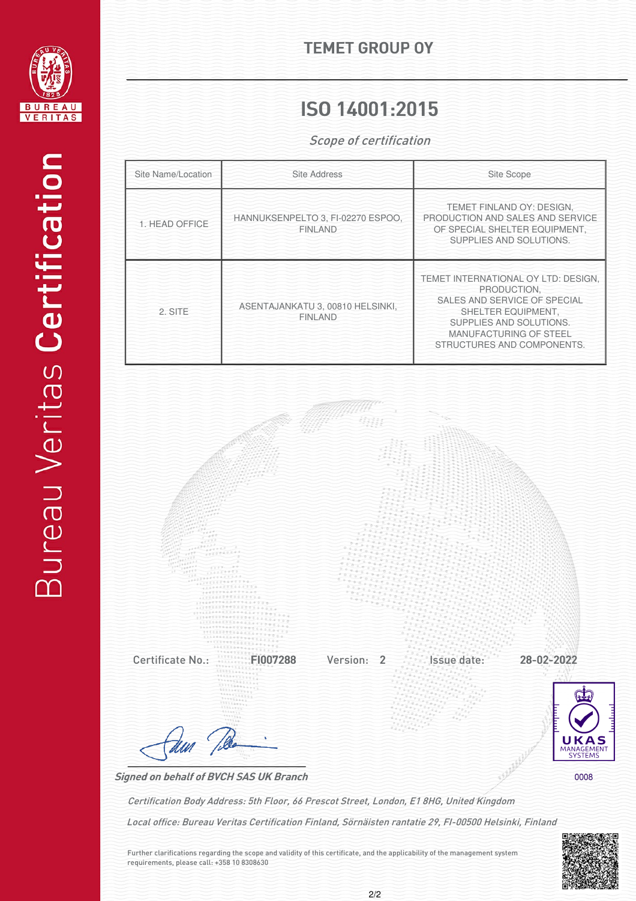# TEMET GROUP OY

## ISO 14001:2015

*Scope of certification*

| Site Name/Location | Site Address | Site Scope |
|---|---|---|
| 1. HEAD OFFICE | HANNUKSENPELTO 3, FI-02270 ESPOO, FINLAND | TEMET FINLAND OY: DESIGN, PRODUCTION AND SALES AND SERVICE OF SPECIAL SHELTER EQUIPMENT, SUPPLIES AND SOLUTIONS. |
| 2. SITE | ASENTAJANKATU 3, 00810 HELSINKI, FINLAND | TEMET INTERNATIONAL OY LTD: DESIGN, PRODUCTION, SALES AND SERVICE OF SPECIAL SHELTER EQUIPMENT, SUPPLIES AND SOLUTIONS. MANUFACTURING OF STEEL STRUCTURES AND COMPONENTS. |

Certificate No.: **FI007288** Version: **2** Issue date: **28-02-2022**

UKAS MANAGEMENT SYSTEMS 0008

*Signed on behalf of BVCH SAS UK Branch*

*Certification Body Address: 5th Floor, 66 Prescot Street, London, E1 8HG, United Kingdom*

*Local office: Bureau Veritas Certification Finland, Sörnäisten rantatie 29, FI-00500 Helsinki, Finland*

Further clarifications regarding the scope and validity of this certificate, and the applicability of the management system requirements, please call: +358 10 8308630